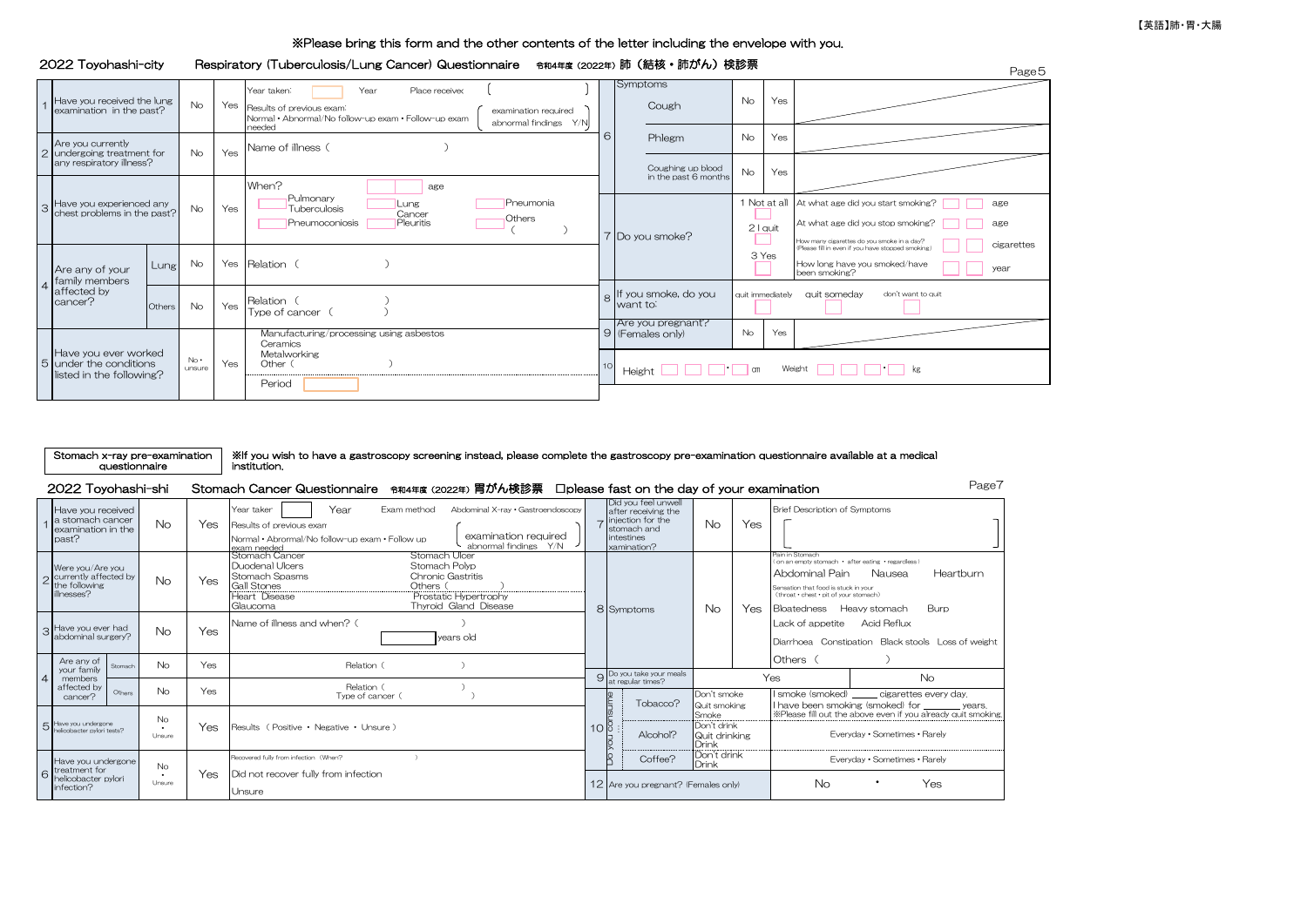【英語】肺・胃・大腸

※Please bring this form and the other contents of the letter including the envelope with you.

## 2022 Toyohashi-city Respiratory (Tuberculosis/Lung Cancer) Questionnaire 令和4年度（2022年）肺（結核・肺がん）検診票

| | | | | |
|---|---|---|---|---|
| 1 | Have you received the lung examination in the past? | No | Yes | Year taken: Year Place received: ( ) Results of previous exam: Normal・Abnormal/No follow-up exam・Follow-up exam needed (examination required / abnormal findings Y/N) |
| 2 | Are you currently undergoing treatment for any respiratory illness? | No | Yes | Name of illness ( ) |
| 3 | Have you experienced any chest problems in the past? | No | Yes | When? age / Pulmonary Tuberculosis / Lung Cancer / Pneumonia / Pneumoconiosis / Pleuritis / Others ( ) |
| 4 | Are any of your family members affected by cancer? Lung | No | Yes | Relation ( ) |
| | Others | No | Yes | Relation ( ) Type of cancer ( ) |
| 5 | Have you ever worked under the conditions listed in the following? | No・unsure | Yes | Manufacturing/processing using asbestos / Ceramics / Metalworking / Other ( ) / Period |

| | | | | |
|---|---|---|---|---|
| 6 | Symptoms: Cough | No | Yes | |
| | Phlegm | No | Yes | |
| | Coughing up blood in the past 6 months | No | Yes | |
| 7 | Do you smoke? | 1 Not at all / 2 I quit / 3 Yes | | At what age did you start smoking? age / At what age did you stop smoking? age / How many cigarettes do you smoke in a day? (Please fill in even if you have stopped smoking) cigarettes / How long have you smoked/have been smoking? year |
| 8 | If you smoke, do you want to: | quit immediately / quit someday / don't want to quit | | |
| 9 | Are you pregnant? (Females only) | No | Yes | |
| 10 | Height cm | Weight kg | | |

Stomach x-ray pre-examination questionnaire

※If you wish to have a gastroscopy screening instead, please complete the gastroscopy pre-examination questionnaire available at a medical institution.

## 2022 Toyohashi-shi Stomach Cancer Questionnaire 令和4年度（2022年）胃がん検診票 □please fast on the day of your examination

| | | | | |
|---|---|---|---|---|
| 1 | Have you received a stomach cancer examination in the past? | No | Yes | Year taken Year Exam method Abdominal X-ray・Gastroendoscopy / Results of previous exam Normal・Abnormal/No follow-up exam・Follow up exam needed (examination required / abnormal findings Y/N) |
| 2 | Were you/Are you currently affected by the following illnesses? | No | Yes | Stomach Cancer / Stomach Ulcer / Duodenal Ulcers / Stomach Polyp / Stomach Spasms / Chronic Gastritis / Gall Stones / Others ( ) / Heart Disease / Prostatic Hypertrophy / Glaucoma / Thyroid Gland Disease |
| 3 | Have you ever had abdominal surgery? | No | Yes | Name of illness and when? ( ) years old |
| 4 | Are any of your family members affected by cancer? Stomach | No | Yes | Relation ( ) |
| | Others | No | Yes | Relation ( ) Type of cancer ( ) |
| 5 | Have you undergone helicobacter pylori tests? | No・Unsure | Yes | Results (Positive・Negative・Unsure) |
| 6 | Have you undergone treatment for helicobacter pylori infection? | No・Unsure | Yes | Recovered fully from infection (When? ) / Did not recover fully from infection / Unsure |

| | | | | |
|---|---|---|---|---|
| 7 | Did you feel unwell after receiving the injection for the stomach and intestines examination? | No | Yes | Brief Description of Symptoms [ ] |
| 8 | Symptoms | No | Yes | Pain in Stomach (on an empty stomach・after eating・regardless) Abdominal Pain / Nausea / Heartburn / Sensation that food is stuck in your (throat・chest・pit of your stomach) / Bloatedness / Heavy stomach / Burp / Lack of appetite / Acid Reflux / Diarrhoea / Constipation / Black stools / Loss of weight / Others ( ) |
| 9 | Do you take your meals at regular times? | Yes | | No |
| 10 | Do you consume: Tobacco? | Don't smoke / Quit smoking / Smoke | | I smoke (smoked) _____ cigarettes every day. I have been smoking (smoked) for _______ years. ※Please fill out the above even if you already quit smoking. |
| | Alcohol? | Don't drink / Quit drinking / Drink | | Everyday・Sometimes・Rarely |
| | Coffee? | Don't drink / Drink | | Everyday・Sometimes・Rarely |
| 12 | Are you pregnant? (Females only) | No | ・ | Yes |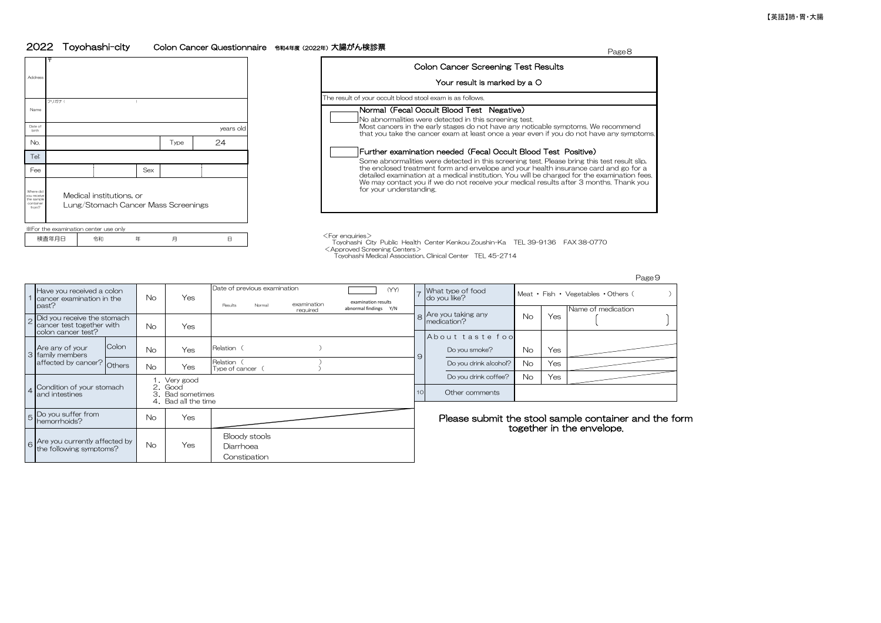## 2022 Toyohashi-city Colon Cancer Questionnaire 令和4年度（2022年）大腸がん検診票

| Address | 〒 | | | |
|---|---|---|---|---|
| Name | フリガナ（ ） | | | |
| Date of birth | | | | years old |
| No. | | | Type | 24 |
| Tel: | | | | |
| Fee | | | Sex | |
| Where did you receive the sample container from? | Medical institutions, or<br>Lung/Stomach Cancer Mass Screenings | | | |

※For the examination center use only

| 検査年月日 | 令和 | 年 | 月 | 日 |
|---|---|---|---|---|

### Colon Cancer Screening Test Results

**Your result is marked by a O**

The result of your occult blood stool exam is as follows.

☐ **Normal (Fecal Occult Blood Test Negative)**
No abnormalities were detected in this screening test.
Most cancers in the early stages do not have any noticable symptoms. We recommend that you take the cancer exam at least once a year even if you do not have any symptoms.

☐ **Further examination needed (Fecal Occult Blood Test Positive)**
Some abnormalities were detected in this screening test. Please bring this test result slip, the enclosed treatment form and envelope and your health insurance card and go for a detailed examination at a medical institution. You will be charged for the examination fees. We may contact you if we do not receive your medical results after 3 months. Thank you for your understanding.

＜For enquiries＞
Toyohashi City Public Health Center Kenkou Zoushin-Ka TEL 39-9136 FAX 38-0770
＜Approved Screening Centers＞
Toyohashi Medical Association, Clinical Center TEL 45-2714

| | Question | | No | Yes | Details |
|---|---|---|---|---|---|
| 1 | Have you received a colon cancer examination in the past? | | No | Yes | Date of previous examination ( ) (YY)<br>Results: Normal / examination required<br>examination results abnormal findings Y/N |
| 2 | Did you receive the stomach cancer test together with colon cancer test? | | No | Yes | |
| 3 | Are any of your family members affected by cancer? | Colon | No | Yes | Relation ( ) |
| | | Others | No | Yes | Relation ( )<br>Type of cancer ( ) |
| 4 | Condition of your stomach and intestines | | 1. Very good<br>2. Good<br>3. Bad sometimes<br>4. Bad all the time | | |
| 5 | Do you suffer from hemorrhoids? | | No | Yes | |
| 6 | Are you currently affected by the following symptoms? | | No | Yes | Bloody stools<br>Diarrhoea<br>Constipation |

| | Question | | | |
|---|---|---|---|---|
| 7 | What type of food do you like? | Meat・Fish・Vegetables・Others ( ) | | |
| 8 | Are you taking any medication? | No | Yes | Name of medication [ ] |
| 9 | About taste foo | | | |
| | Do you smoke? | No | Yes | |
| | Do you drink alcohol? | No | Yes | |
| | Do you drink coffee? | No | Yes | |
| 10 | Other comments | | | |

**Please submit the stool sample container and the form together in the envelope.**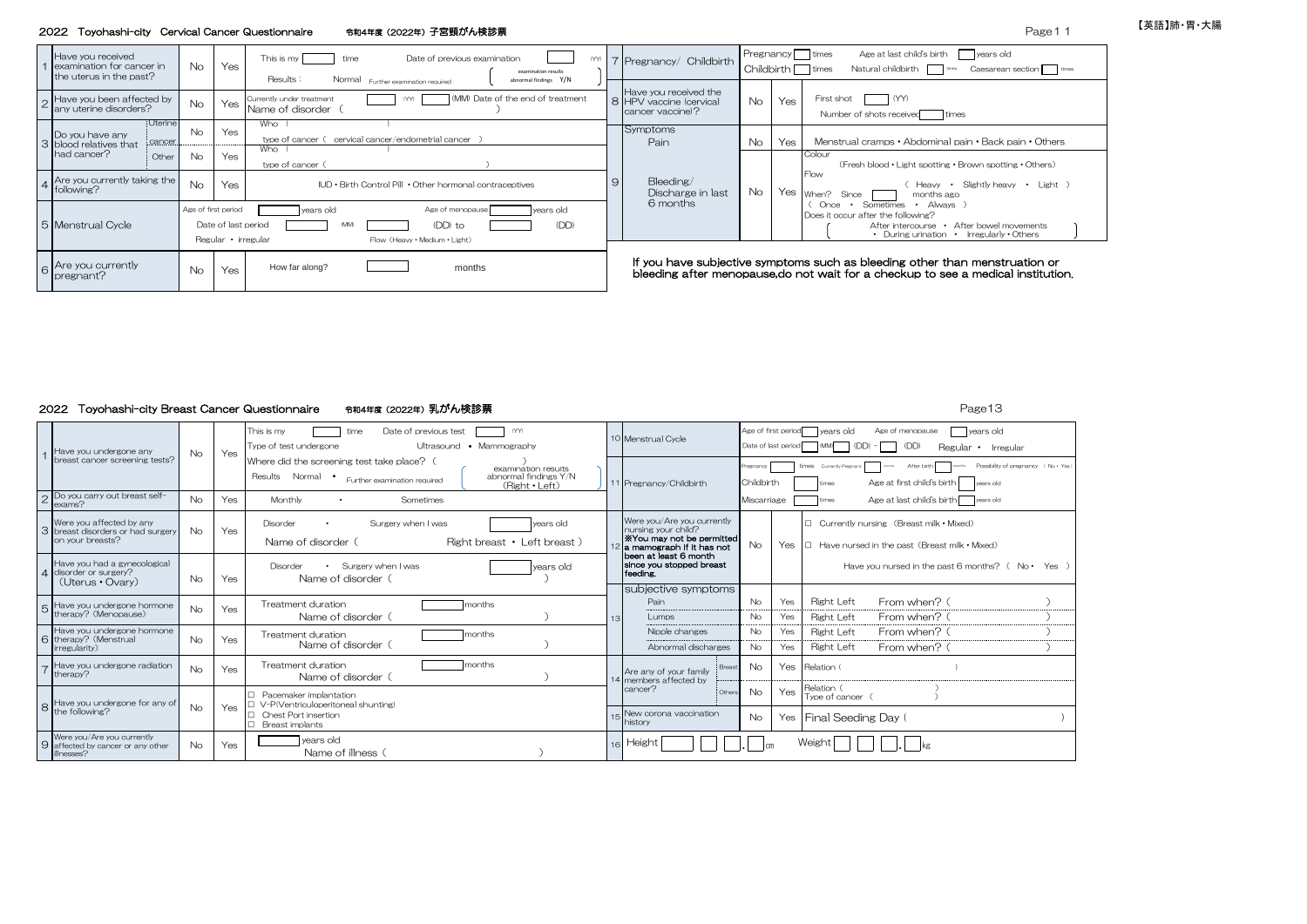【英語】肺・胃・大腸

## 2022 Toyohashi-city Cervical Cancer Questionnaire 令和4年度（2022年）子宮頸がん検診票

| | | | | |
|---|---|---|---|---|
| 1 | Have you received examination for cancer in the uterus in the past? | No | Yes | This is my ☐ time　Date of previous examination ☐ (YY) Results： Normal　Further examination required （examination results abnormal findings Y/N） |
| 2 | Have you been affected by any uterine disorders? | No | Yes | Currently under treatment ☐ (YY) ☐ (MM) Date of the end of treatment Name of disorder（　　） |
| 3 | Do you have any blood relatives that had cancer? — Uterine cancer | No | Yes | Who（　　） type of cancer（ cervical cancer/endometrial cancer ） |
| | Other | No | Yes | Who（　　） type of cancer（　　） |
| 4 | Are you currently taking the following? | No | Yes | IUD・Birth Control Pill・Other hormonal contraceptives |
| 5 | Menstrual Cycle | | | Age of first period ☐ years old　Age of menopause ☐ years old　Date of last period ☐ (MM) ☐ (DD) to ☐ (DD)　Regular・irregular　Flow（Heavy・Medium・Light） |
| 6 | Are you currently pregnant? | No | Yes | How far along? ☐ months |
| 7 | Pregnancy/ Childbirth | | | Pregnancy ☐ times　Age at last child's birth ☐ years old　Childbirth ☐ times　Natural childbirth ☐ times　Caesarean section ☐ times |
| 8 | Have you received the HPV vaccine (cervical cancer vaccine)? | No | Yes | First shot ☐ (YY)　Number of shots received ☐ times |
| 9 | Symptoms — Pain | No | Yes | Menstrual cramps・Abdominal pain・Back pain・Others |
| | Bleeding/ Discharge in last 6 months | No | Yes | Colour (Fresh blood・Light spotting・Brown spotting・Others)　Flow ( Heavy ・ Slightly heavy ・ Light )　When? Since ☐ months ago ( Once ・ Sometimes ・ Always )　Does it occur after the following? ( After intercourse ・ After bowel movements ・ During urination ・ Irregularly・Others ) |

If you have subjective symptoms such as bleeding other than menstruation or bleeding after menopause,do not wait for a checkup to see a medical institution.

## 2022 Toyohashi-city Breast Cancer Questionnaire 令和4年度（2022年）乳がん検診票

| | | | | |
|---|---|---|---|---|
| 1 | Have you undergone any breast cancer screening tests? | No | Yes | This is my ☐ time　Date of previous test ☐ (YY)　Type of test undergone　Ultrasound・Mammography　Where did the screening test take place?（　）　Results　Normal・Further examination required（examination results abnormal findings Y/N (Right・Left)） |
| 2 | Do you carry out breast self-exams? | No | Yes | Monthly　・　Sometimes |
| 3 | Were you affected by any breast disorders or had surgery on your breasts? | No | Yes | Disorder　・　Surgery when I was ☐ years old　Name of disorder（　Right breast・Left breast） |
| 4 | Have you had a gynecological disorder or surgery? (Uterus・Ovary) | No | Yes | Disorder　・　Surgery when I was ☐ years old　Name of disorder（　） |
| 5 | Have you undergone hormone therapy? (Menopause) | No | Yes | Treatment duration ☐ months　Name of disorder（　） |
| 6 | Have you undergone hormone therapy? (Menstrual irregularity) | No | Yes | Treatment duration ☐ months　Name of disorder（　） |
| 7 | Have you undergone radiation therapy? | No | Yes | Treatment duration ☐ months　Name of disorder（　） |
| 8 | Have you undergone for any of the following? | No | Yes | ☐ Pacemaker implantation　☐ V-P(Ventriculoperitoneal shunting)　☐ Chest Port insertion　☐ Breast implants |
| 9 | Were you/Are you currently affected by cancer or any other illnesses? | No | Yes | ☐ years old　Name of illness（　） |
| 10 | Menstrual Cycle | | | Age of first period ☐ years old　Age of menopause ☐ years old　Date of last period ☐ (MM) ☐ (DD) - ☐ (DD)　Regular・Irregular |
| 11 | Pregnancy/Childbirth | | | Pregnancy ☐ times　Currently Pregnant ☐ months　After birth ☐ months　Possibility of pregnancy (No・Yes)　Childbirth ☐ times　Age at first child's birth ☐ years old　Miscarriage ☐ times　Age at last child's birth ☐ years old |
| 12 | Were you/Are you currently nursing your child? ※You may not be permitted a mamograph if it has not been at least 6 month since you stopped breast feeding. | No | Yes | ☐ Currently nursing (Breast milk・Mixed)　☐ Have nursed in the past (Breast milk・Mixed)　Have you nursed in the past 6 months? ( No・ Yes ) |
| 13 | subjective symptoms — Pain | No | Yes | Right Left　From when?（　） |
| | Lumps | No | Yes | Right Left　From when?（　） |
| | Nipple changes | No | Yes | Right Left　From when?（　） |
| | Abnormal discharges | No | Yes | Right Left　From when?（　） |
| 14 | Are any of your family members affected by cancer? — Breast | No | Yes | Relation（　） |
| | Others | No | Yes | Relation（　） Type of cancer（　） |
| 15 | New corona vaccination history | No | Yes | Final Seeding Day（　） |
| 16 | Height ☐☐☐.☐ cm | | | Weight ☐☐☐.☐ kg |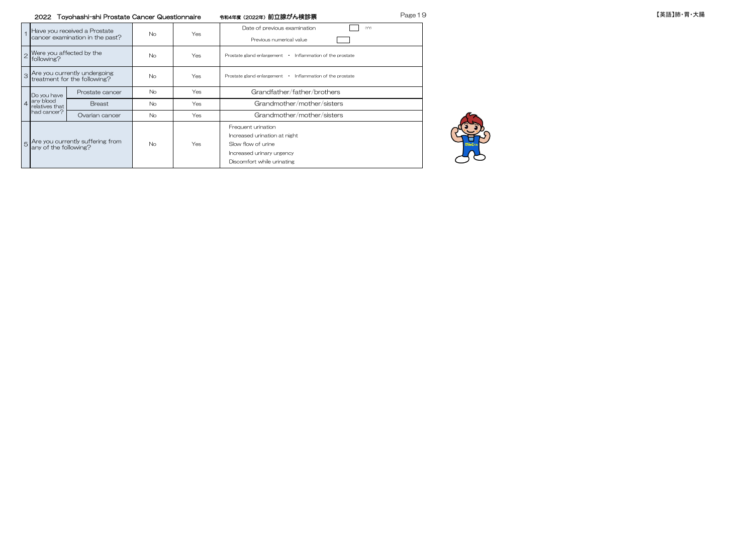## 2022 Toyohashi-shi Prostate Cancer Questionnaire　令和4年度（2022年）前立腺がん検診票

【英語】肺・胃・大腸

| | | | | | |
|---|---|---|---|---|---|
| 1 | Have you received a Prostate cancer examination in the past? | | No | Yes | Date of previous examination ☐ (Y)<br>Previous numerical value ☐ |
| 2 | Were you affected by the following? | | No | Yes | Prostate gland enlargement ・ Inflammation of the prostate |
| 3 | Are you currently undergoing treatment for the following? | | No | Yes | Prostate gland enlargement ・ Inflammation of the prostate |
| 4 | Do you have any blood relatives that had cancer? | Prostate cancer | No | Yes | Grandfather/father/brothers |
| | | Breast | No | Yes | Grandmother/mother/sisters |
| | | Ovarian cancer | No | Yes | Grandmother/mother/sisters |
| 5 | Are you currently suffering from any of the following? | | No | Yes | Frequent urination<br>Increased urination at night<br>Slow flow of urine<br>Increased urinary urgency<br>Discomfort while urinating |